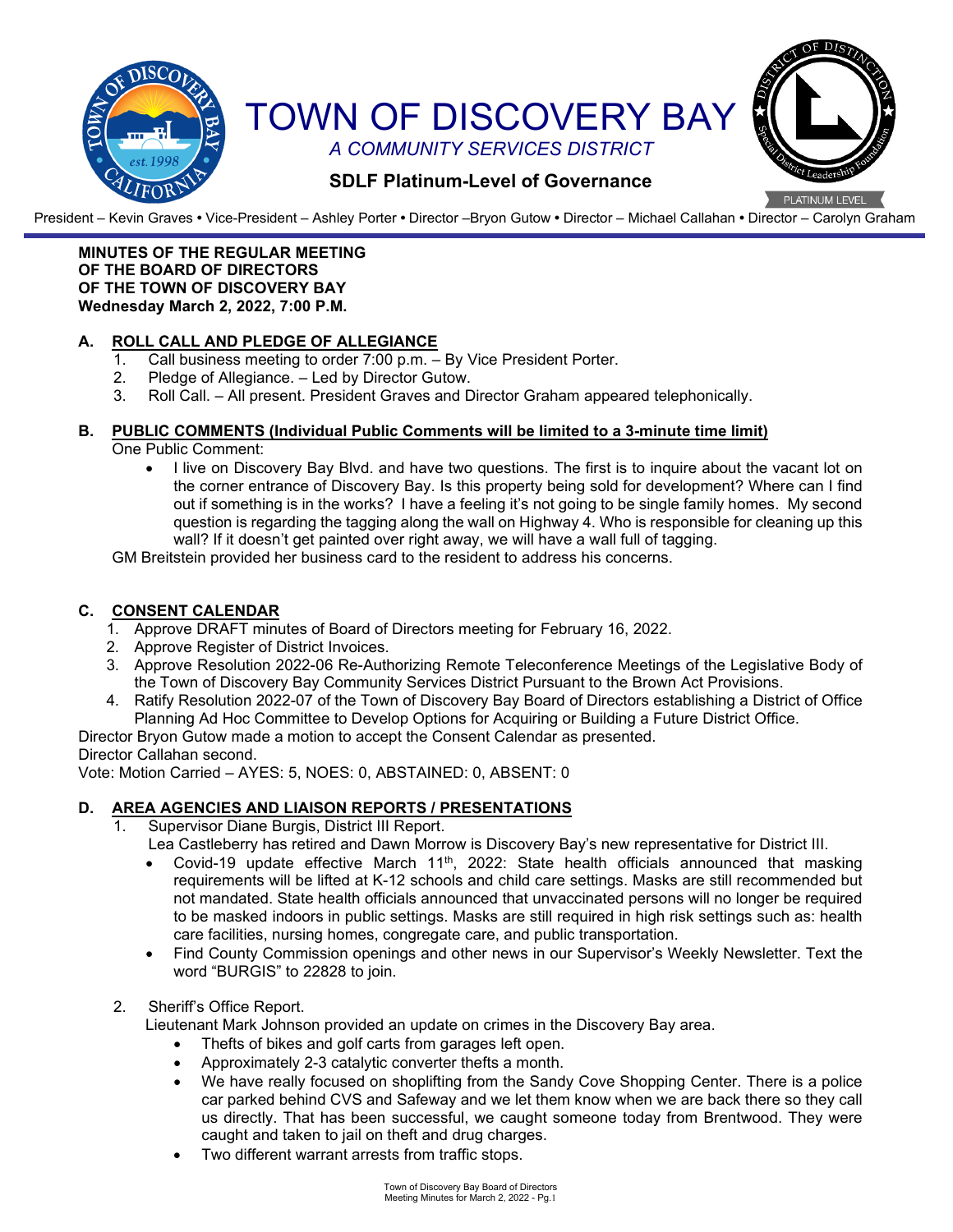# TOWN OF DISCOVERY BAY

*A COMMUNITY SERVICES DISTRICT*

**SDLF Platinum-Level of Governance**

President – Kevin Graves • Vice-President – Ashley Porter • Director –Bryon Gutow • Director – Michael Callahan • Director – Carolyn Graham

**MINUTES OF THE REGULAR MEETING**
**OF THE BOARD OF DIRECTORS**
**OF THE TOWN OF DISCOVERY BAY**
**Wednesday March 2, 2022, 7:00 P.M.**

## A. ROLL CALL AND PLEDGE OF ALLEGIANCE

1. Call business meeting to order 7:00 p.m. – By Vice President Porter.
2. Pledge of Allegiance. – Led by Director Gutow.
3. Roll Call. – All present. President Graves and Director Graham appeared telephonically.

## B. PUBLIC COMMENTS (Individual Public Comments will be limited to a 3-minute time limit)

One Public Comment:

- I live on Discovery Bay Blvd. and have two questions. The first is to inquire about the vacant lot on the corner entrance of Discovery Bay. Is this property being sold for development? Where can I find out if something is in the works? I have a feeling it's not going to be single family homes. My second question is regarding the tagging along the wall on Highway 4. Who is responsible for cleaning up this wall? If it doesn't get painted over right away, we will have a wall full of tagging.

GM Breitstein provided her business card to the resident to address his concerns.

## C. CONSENT CALENDAR

1. Approve DRAFT minutes of Board of Directors meeting for February 16, 2022.
2. Approve Register of District Invoices.
3. Approve Resolution 2022-06 Re-Authorizing Remote Teleconference Meetings of the Legislative Body of the Town of Discovery Bay Community Services District Pursuant to the Brown Act Provisions.
4. Ratify Resolution 2022-07 of the Town of Discovery Bay Board of Directors establishing a District of Office Planning Ad Hoc Committee to Develop Options for Acquiring or Building a Future District Office.

Director Bryon Gutow made a motion to accept the Consent Calendar as presented.
Director Callahan second.
Vote: Motion Carried – AYES: 5, NOES: 0, ABSTAINED: 0, ABSENT: 0

## D. AREA AGENCIES AND LIAISON REPORTS / PRESENTATIONS

1. Supervisor Diane Burgis, District III Report.

   Lea Castleberry has retired and Dawn Morrow is Discovery Bay's new representative for District III.

   - Covid-19 update effective March 11th, 2022: State health officials announced that masking requirements will be lifted at K-12 schools and child care settings. Masks are still recommended but not mandated. State health officials announced that unvaccinated persons will no longer be required to be masked indoors in public settings. Masks are still required in high risk settings such as: health care facilities, nursing homes, congregate care, and public transportation.
   - Find County Commission openings and other news in our Supervisor's Weekly Newsletter. Text the word "BURGIS" to 22828 to join.

2. Sheriff's Office Report.

   Lieutenant Mark Johnson provided an update on crimes in the Discovery Bay area.

   - Thefts of bikes and golf carts from garages left open.
   - Approximately 2-3 catalytic converter thefts a month.
   - We have really focused on shoplifting from the Sandy Cove Shopping Center. There is a police car parked behind CVS and Safeway and we let them know when we are back there so they call us directly. That has been successful, we caught someone today from Brentwood. They were caught and taken to jail on theft and drug charges.
   - Two different warrant arrests from traffic stops.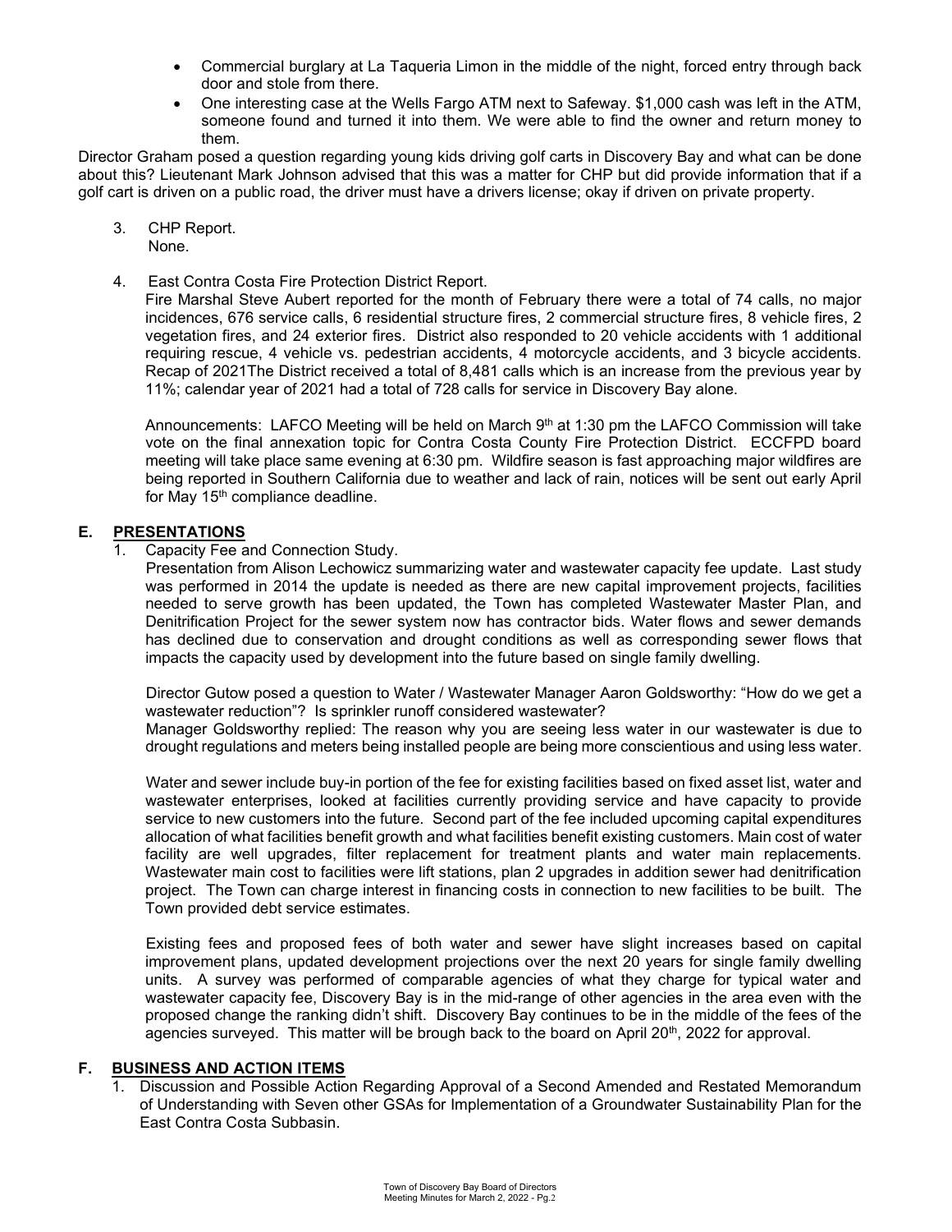- Commercial burglary at La Taqueria Limon in the middle of the night, forced entry through back door and stole from there.
- One interesting case at the Wells Fargo ATM next to Safeway. $1,000 cash was left in the ATM, someone found and turned it into them. We were able to find the owner and return money to them.

Director Graham posed a question regarding young kids driving golf carts in Discovery Bay and what can be done about this? Lieutenant Mark Johnson advised that this was a matter for CHP but did provide information that if a golf cart is driven on a public road, the driver must have a drivers license; okay if driven on private property.

3. CHP Report.
   None.

4. East Contra Costa Fire Protection District Report.
   Fire Marshal Steve Aubert reported for the month of February there were a total of 74 calls, no major incidences, 676 service calls, 6 residential structure fires, 2 commercial structure fires, 8 vehicle fires, 2 vegetation fires, and 24 exterior fires. District also responded to 20 vehicle accidents with 1 additional requiring rescue, 4 vehicle vs. pedestrian accidents, 4 motorcycle accidents, and 3 bicycle accidents. Recap of 2021The District received a total of 8,481 calls which is an increase from the previous year by 11%; calendar year of 2021 had a total of 728 calls for service in Discovery Bay alone.

   Announcements: LAFCO Meeting will be held on March 9th at 1:30 pm the LAFCO Commission will take vote on the final annexation topic for Contra Costa County Fire Protection District. ECCFPD board meeting will take place same evening at 6:30 pm. Wildfire season is fast approaching major wildfires are being reported in Southern California due to weather and lack of rain, notices will be sent out early April for May 15th compliance deadline.

## E. PRESENTATIONS

1. Capacity Fee and Connection Study.
   Presentation from Alison Lechowicz summarizing water and wastewater capacity fee update. Last study was performed in 2014 the update is needed as there are new capital improvement projects, facilities needed to serve growth has been updated, the Town has completed Wastewater Master Plan, and Denitrification Project for the sewer system now has contractor bids. Water flows and sewer demands has declined due to conservation and drought conditions as well as corresponding sewer flows that impacts the capacity used by development into the future based on single family dwelling.

   Director Gutow posed a question to Water / Wastewater Manager Aaron Goldsworthy: "How do we get a wastewater reduction"? Is sprinkler runoff considered wastewater?
   Manager Goldsworthy replied: The reason why you are seeing less water in our wastewater is due to drought regulations and meters being installed people are being more conscientious and using less water.

   Water and sewer include buy-in portion of the fee for existing facilities based on fixed asset list, water and wastewater enterprises, looked at facilities currently providing service and have capacity to provide service to new customers into the future. Second part of the fee included upcoming capital expenditures allocation of what facilities benefit growth and what facilities benefit existing customers. Main cost of water facility are well upgrades, filter replacement for treatment plants and water main replacements. Wastewater main cost to facilities were lift stations, plan 2 upgrades in addition sewer had denitrification project. The Town can charge interest in financing costs in connection to new facilities to be built. The Town provided debt service estimates.

   Existing fees and proposed fees of both water and sewer have slight increases based on capital improvement plans, updated development projections over the next 20 years for single family dwelling units. A survey was performed of comparable agencies of what they charge for typical water and wastewater capacity fee, Discovery Bay is in the mid-range of other agencies in the area even with the proposed change the ranking didn't shift. Discovery Bay continues to be in the middle of the fees of the agencies surveyed. This matter will be brough back to the board on April 20th, 2022 for approval.

## F. BUSINESS AND ACTION ITEMS

1. Discussion and Possible Action Regarding Approval of a Second Amended and Restated Memorandum of Understanding with Seven other GSAs for Implementation of a Groundwater Sustainability Plan for the East Contra Costa Subbasin.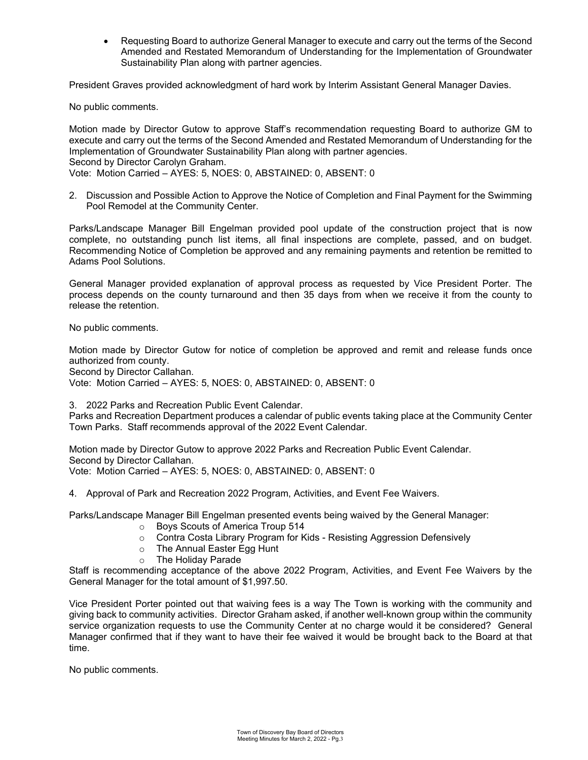- Requesting Board to authorize General Manager to execute and carry out the terms of the Second Amended and Restated Memorandum of Understanding for the Implementation of Groundwater Sustainability Plan along with partner agencies.

President Graves provided acknowledgment of hard work by Interim Assistant General Manager Davies.

No public comments.

Motion made by Director Gutow to approve Staff's recommendation requesting Board to authorize GM to execute and carry out the terms of the Second Amended and Restated Memorandum of Understanding for the Implementation of Groundwater Sustainability Plan along with partner agencies.
Second by Director Carolyn Graham.
Vote: Motion Carried – AYES: 5, NOES: 0, ABSTAINED: 0, ABSENT: 0

2. Discussion and Possible Action to Approve the Notice of Completion and Final Payment for the Swimming Pool Remodel at the Community Center.

Parks/Landscape Manager Bill Engelman provided pool update of the construction project that is now complete, no outstanding punch list items, all final inspections are complete, passed, and on budget. Recommending Notice of Completion be approved and any remaining payments and retention be remitted to Adams Pool Solutions.

General Manager provided explanation of approval process as requested by Vice President Porter. The process depends on the county turnaround and then 35 days from when we receive it from the county to release the retention.

No public comments.

Motion made by Director Gutow for notice of completion be approved and remit and release funds once authorized from county.
Second by Director Callahan.
Vote: Motion Carried – AYES: 5, NOES: 0, ABSTAINED: 0, ABSENT: 0

3. 2022 Parks and Recreation Public Event Calendar.
Parks and Recreation Department produces a calendar of public events taking place at the Community Center Town Parks. Staff recommends approval of the 2022 Event Calendar.

Motion made by Director Gutow to approve 2022 Parks and Recreation Public Event Calendar.
Second by Director Callahan.
Vote: Motion Carried – AYES: 5, NOES: 0, ABSTAINED: 0, ABSENT: 0

4. Approval of Park and Recreation 2022 Program, Activities, and Event Fee Waivers.

Parks/Landscape Manager Bill Engelman presented events being waived by the General Manager:

- Boys Scouts of America Troup 514
- Contra Costa Library Program for Kids - Resisting Aggression Defensively
- The Annual Easter Egg Hunt
- The Holiday Parade

Staff is recommending acceptance of the above 2022 Program, Activities, and Event Fee Waivers by the General Manager for the total amount of $1,997.50.

Vice President Porter pointed out that waiving fees is a way The Town is working with the community and giving back to community activities. Director Graham asked, if another well-known group within the community service organization requests to use the Community Center at no charge would it be considered? General Manager confirmed that if they want to have their fee waived it would be brought back to the Board at that time.

No public comments.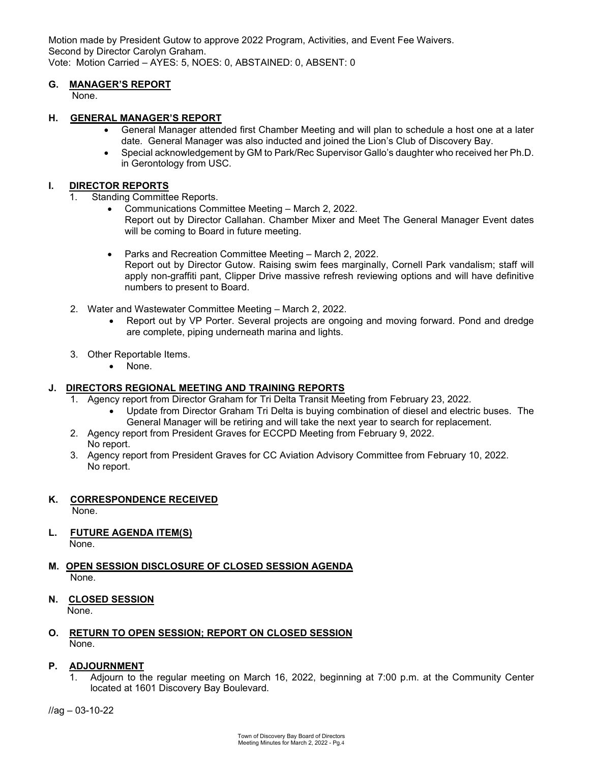Motion made by President Gutow to approve 2022 Program, Activities, and Event Fee Waivers.
Second by Director Carolyn Graham.
Vote: Motion Carried – AYES: 5, NOES: 0, ABSTAINED: 0, ABSENT: 0

## G. MANAGER'S REPORT

None.

## H. GENERAL MANAGER'S REPORT

- General Manager attended first Chamber Meeting and will plan to schedule a host one at a later date. General Manager was also inducted and joined the Lion's Club of Discovery Bay.
- Special acknowledgement by GM to Park/Rec Supervisor Gallo's daughter who received her Ph.D. in Gerontology from USC.

## I. DIRECTOR REPORTS

1. Standing Committee Reports.
   - Communications Committee Meeting – March 2, 2022.
     Report out by Director Callahan. Chamber Mixer and Meet The General Manager Event dates will be coming to Board in future meeting.
   - Parks and Recreation Committee Meeting – March 2, 2022.
     Report out by Director Gutow. Raising swim fees marginally, Cornell Park vandalism; staff will apply non-graffiti pant, Clipper Drive massive refresh reviewing options and will have definitive numbers to present to Board.
2. Water and Wastewater Committee Meeting – March 2, 2022.
   - Report out by VP Porter. Several projects are ongoing and moving forward. Pond and dredge are complete, piping underneath marina and lights.
3. Other Reportable Items.
   - None.

## J. DIRECTORS REGIONAL MEETING AND TRAINING REPORTS

1. Agency report from Director Graham for Tri Delta Transit Meeting from February 23, 2022.
   - Update from Director Graham Tri Delta is buying combination of diesel and electric buses. The General Manager will be retiring and will take the next year to search for replacement.
2. Agency report from President Graves for ECCPD Meeting from February 9, 2022.
   No report.
3. Agency report from President Graves for CC Aviation Advisory Committee from February 10, 2022.
   No report.

## K. CORRESPONDENCE RECEIVED

None.

## L. FUTURE AGENDA ITEM(S)

None.

## M. OPEN SESSION DISCLOSURE OF CLOSED SESSION AGENDA

None.

## N. CLOSED SESSION

None.

## O. RETURN TO OPEN SESSION; REPORT ON CLOSED SESSION

None.

## P. ADJOURNMENT

1. Adjourn to the regular meeting on March 16, 2022, beginning at 7:00 p.m. at the Community Center located at 1601 Discovery Bay Boulevard.

//ag – 03-10-22